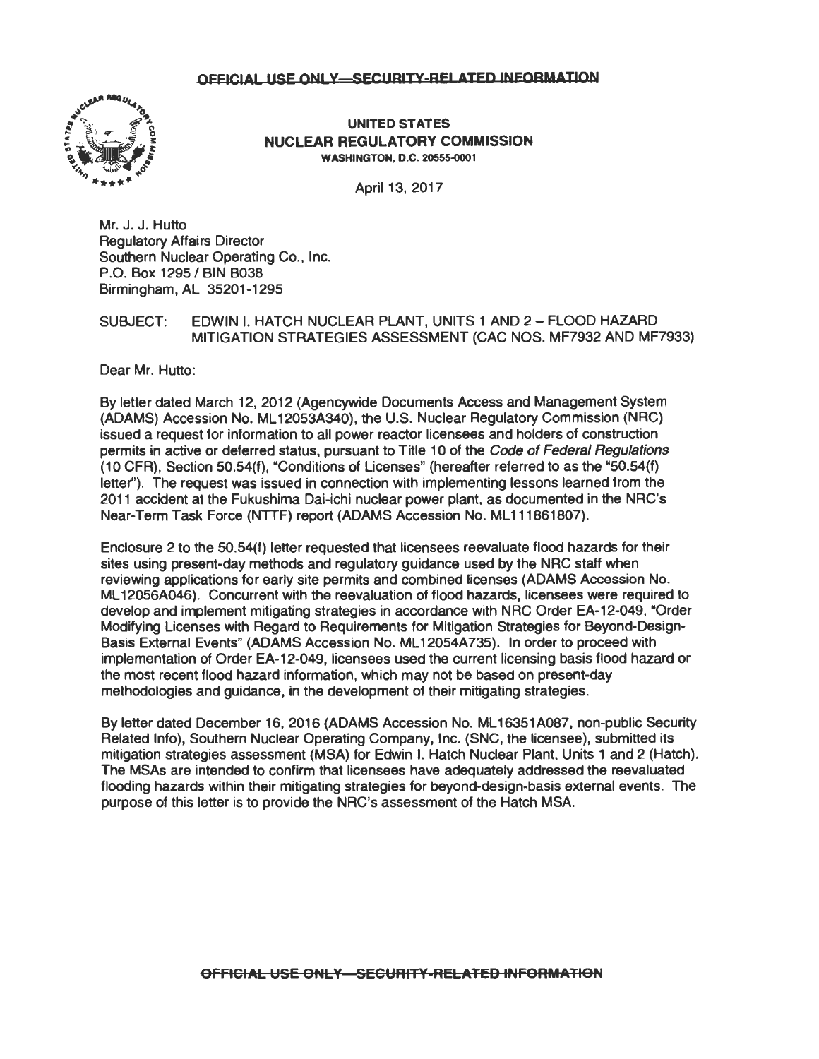OFFICIAL USE ONLY—SECURITY-RELATED INFORMATION

**UNITED STATES**
**NUCLEAR REGULATORY COMMISSION**
**WASHINGTON, D.C. 20555-0001**

April 13, 2017

Mr. J. J. Hutto
Regulatory Affairs Director
Southern Nuclear Operating Co., Inc.
P.O. Box 1295 / BIN B038
Birmingham, AL 35201-1295

SUBJECT: EDWIN I. HATCH NUCLEAR PLANT, UNITS 1 AND 2 – FLOOD HAZARD MITIGATION STRATEGIES ASSESSMENT (CAC NOS. MF7932 AND MF7933)

Dear Mr. Hutto:

By letter dated March 12, 2012 (Agencywide Documents Access and Management System (ADAMS) Accession No. ML12053A340), the U.S. Nuclear Regulatory Commission (NRC) issued a request for information to all power reactor licensees and holders of construction permits in active or deferred status, pursuant to Title 10 of the *Code of Federal Regulations* (10 CFR), Section 50.54(f), "Conditions of Licenses" (hereafter referred to as the "50.54(f) letter"). The request was issued in connection with implementing lessons learned from the 2011 accident at the Fukushima Dai-ichi nuclear power plant, as documented in the NRC's Near-Term Task Force (NTTF) report (ADAMS Accession No. ML111861807).

Enclosure 2 to the 50.54(f) letter requested that licensees reevaluate flood hazards for their sites using present-day methods and regulatory guidance used by the NRC staff when reviewing applications for early site permits and combined licenses (ADAMS Accession No. ML12056A046). Concurrent with the reevaluation of flood hazards, licensees were required to develop and implement mitigating strategies in accordance with NRC Order EA-12-049, "Order Modifying Licenses with Regard to Requirements for Mitigation Strategies for Beyond-Design-Basis External Events" (ADAMS Accession No. ML12054A735). In order to proceed with implementation of Order EA-12-049, licensees used the current licensing basis flood hazard or the most recent flood hazard information, which may not be based on present-day methodologies and guidance, in the development of their mitigating strategies.

By letter dated December 16, 2016 (ADAMS Accession No. ML16351A087, non-public Security Related Info), Southern Nuclear Operating Company, Inc. (SNC, the licensee), submitted its mitigation strategies assessment (MSA) for Edwin I. Hatch Nuclear Plant, Units 1 and 2 (Hatch). The MSAs are intended to confirm that licensees have adequately addressed the reevaluated flooding hazards within their mitigating strategies for beyond-design-basis external events. The purpose of this letter is to provide the NRC's assessment of the Hatch MSA.

~~OFFICIAL USE ONLY—SECURITY-RELATED INFORMATION~~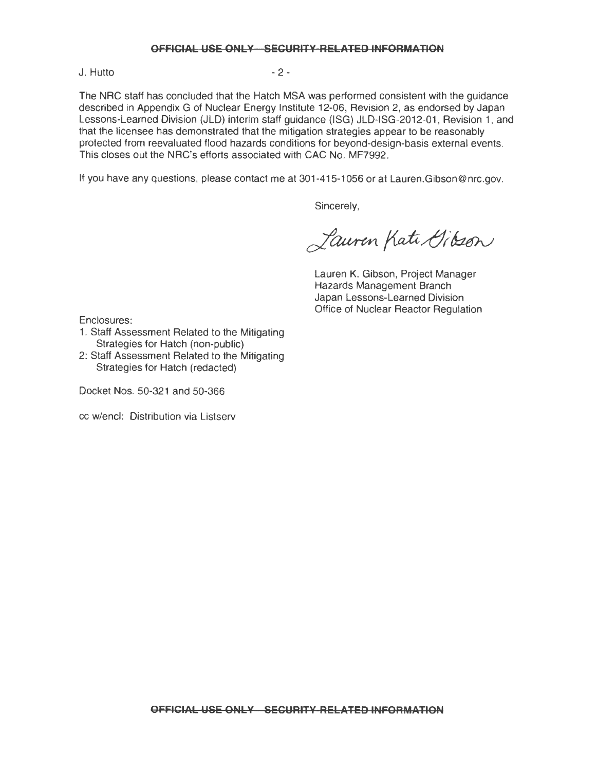The NRC staff has concluded that the Hatch MSA was performed consistent with the guidance described in Appendix G of Nuclear Energy Institute 12-06, Revision 2, as endorsed by Japan Lessons-Learned Division (JLD) interim staff guidance (ISG) JLD-ISG-2012-01, Revision 1, and that the licensee has demonstrated that the mitigation strategies appear to be reasonably protected from reevaluated flood hazards conditions for beyond-design-basis external events. This closes out the NRC's efforts associated with CAC No. MF7992.

If you have any questions, please contact me at 301-415-1056 or at Lauren.Gibson@nrc.gov.

Sincerely,

Lauren Kati Gibson

Lauren K. Gibson, Project Manager
Hazards Management Branch
Japan Lessons-Learned Division
Office of Nuclear Reactor Regulation

Enclosures:

1. Staff Assessment Related to the Mitigating Strategies for Hatch (non-public)
2. Staff Assessment Related to the Mitigating Strategies for Hatch (redacted)

Docket Nos. 50-321 and 50-366

cc w/encl: Distribution via Listserv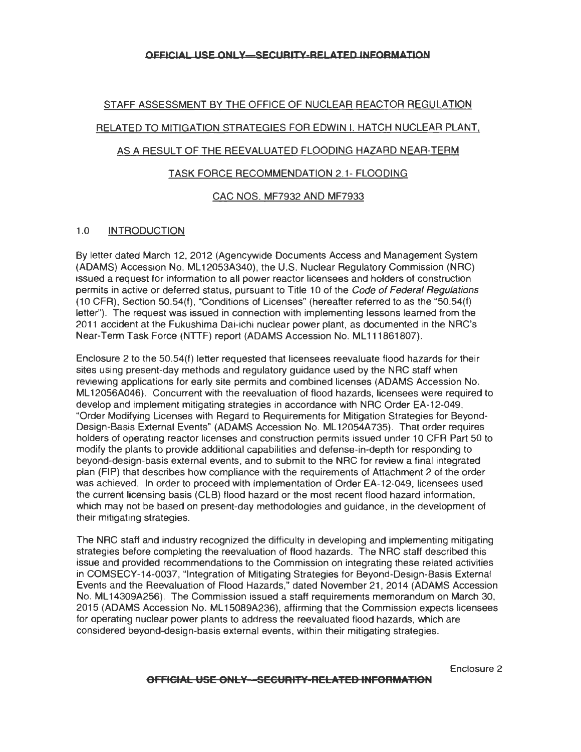**OFFICIAL USE ONLY—SECURITY-RELATED INFORMATION**

STAFF ASSESSMENT BY THE OFFICE OF NUCLEAR REACTOR REGULATION

RELATED TO MITIGATION STRATEGIES FOR EDWIN I. HATCH NUCLEAR PLANT,

AS A RESULT OF THE REEVALUATED FLOODING HAZARD NEAR-TERM

TASK FORCE RECOMMENDATION 2.1- FLOODING

CAC NOS. MF7932 AND MF7933

## 1.0 INTRODUCTION

By letter dated March 12, 2012 (Agencywide Documents Access and Management System (ADAMS) Accession No. ML12053A340), the U.S. Nuclear Regulatory Commission (NRC) issued a request for information to all power reactor licensees and holders of construction permits in active or deferred status, pursuant to Title 10 of the *Code of Federal Regulations* (10 CFR), Section 50.54(f), "Conditions of Licenses" (hereafter referred to as the "50.54(f) letter"). The request was issued in connection with implementing lessons learned from the 2011 accident at the Fukushima Dai-ichi nuclear power plant, as documented in the NRC's Near-Term Task Force (NTTF) report (ADAMS Accession No. ML111861807).

Enclosure 2 to the 50.54(f) letter requested that licensees reevaluate flood hazards for their sites using present-day methods and regulatory guidance used by the NRC staff when reviewing applications for early site permits and combined licenses (ADAMS Accession No. ML12056A046). Concurrent with the reevaluation of flood hazards, licensees were required to develop and implement mitigating strategies in accordance with NRC Order EA-12-049, "Order Modifying Licenses with Regard to Requirements for Mitigation Strategies for Beyond-Design-Basis External Events" (ADAMS Accession No. ML12054A735). That order requires holders of operating reactor licenses and construction permits issued under 10 CFR Part 50 to modify the plants to provide additional capabilities and defense-in-depth for responding to beyond-design-basis external events, and to submit to the NRC for review a final integrated plan (FIP) that describes how compliance with the requirements of Attachment 2 of the order was achieved. In order to proceed with implementation of Order EA-12-049, licensees used the current licensing basis (CLB) flood hazard or the most recent flood hazard information, which may not be based on present-day methodologies and guidance, in the development of their mitigating strategies.

The NRC staff and industry recognized the difficulty in developing and implementing mitigating strategies before completing the reevaluation of flood hazards. The NRC staff described this issue and provided recommendations to the Commission on integrating these related activities in COMSECY-14-0037, "Integration of Mitigating Strategies for Beyond-Design-Basis External Events and the Reevaluation of Flood Hazards," dated November 21, 2014 (ADAMS Accession No. ML14309A256). The Commission issued a staff requirements memorandum on March 30, 2015 (ADAMS Accession No. ML15089A236), affirming that the Commission expects licensees for operating nuclear power plants to address the reevaluated flood hazards, which are considered beyond-design-basis external events, within their mitigating strategies.

Enclosure 2

**OFFICIAL USE ONLY—SECURITY-RELATED INFORMATION**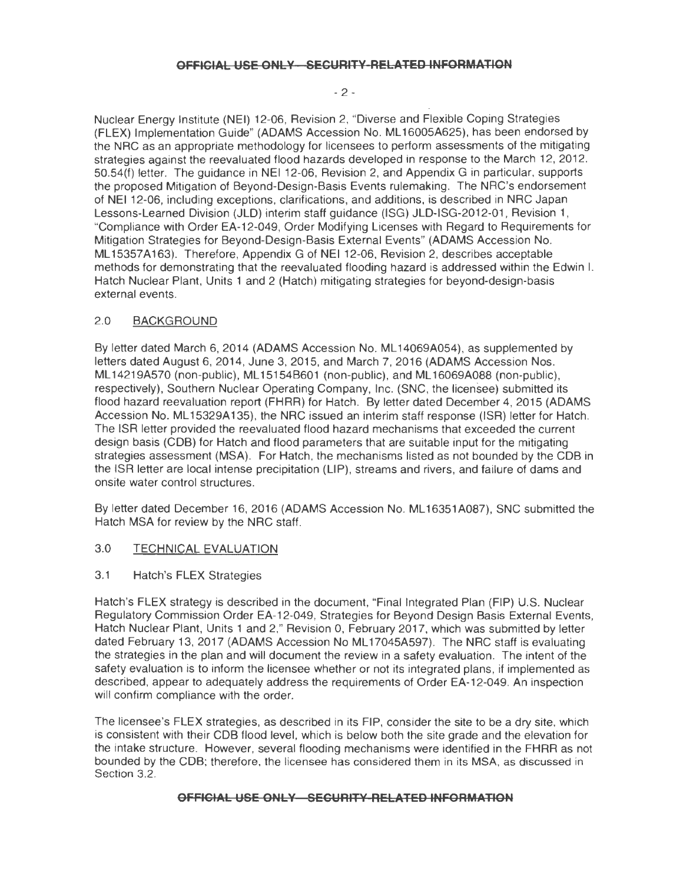Nuclear Energy Institute (NEI) 12-06, Revision 2, "Diverse and Flexible Coping Strategies (FLEX) Implementation Guide" (ADAMS Accession No. ML16005A625), has been endorsed by the NRC as an appropriate methodology for licensees to perform assessments of the mitigating strategies against the reevaluated flood hazards developed in response to the March 12, 2012, 50.54(f) letter. The guidance in NEI 12-06, Revision 2, and Appendix G in particular, supports the proposed Mitigation of Beyond-Design-Basis Events rulemaking. The NRC's endorsement of NEI 12-06, including exceptions, clarifications, and additions, is described in NRC Japan Lessons-Learned Division (JLD) interim staff guidance (ISG) JLD-ISG-2012-01, Revision 1, "Compliance with Order EA-12-049, Order Modifying Licenses with Regard to Requirements for Mitigation Strategies for Beyond-Design-Basis External Events" (ADAMS Accession No. ML15357A163). Therefore, Appendix G of NEI 12-06, Revision 2, describes acceptable methods for demonstrating that the reevaluated flooding hazard is addressed within the Edwin I. Hatch Nuclear Plant, Units 1 and 2 (Hatch) mitigating strategies for beyond-design-basis external events.

## 2.0 BACKGROUND

By letter dated March 6, 2014 (ADAMS Accession No. ML14069A054), as supplemented by letters dated August 6, 2014, June 3, 2015, and March 7, 2016 (ADAMS Accession Nos. ML14219A570 (non-public), ML15154B601 (non-public), and ML16069A088 (non-public), respectively), Southern Nuclear Operating Company, Inc. (SNC, the licensee) submitted its flood hazard reevaluation report (FHRR) for Hatch. By letter dated December 4, 2015 (ADAMS Accession No. ML15329A135), the NRC issued an interim staff response (ISR) letter for Hatch. The ISR letter provided the reevaluated flood hazard mechanisms that exceeded the current design basis (CDB) for Hatch and flood parameters that are suitable input for the mitigating strategies assessment (MSA). For Hatch, the mechanisms listed as not bounded by the CDB in the ISR letter are local intense precipitation (LIP), streams and rivers, and failure of dams and onsite water control structures.

By letter dated December 16, 2016 (ADAMS Accession No. ML16351A087), SNC submitted the Hatch MSA for review by the NRC staff.

## 3.0 TECHNICAL EVALUATION

### 3.1 Hatch's FLEX Strategies

Hatch's FLEX strategy is described in the document, "Final Integrated Plan (FIP) U.S. Nuclear Regulatory Commission Order EA-12-049, Strategies for Beyond Design Basis External Events, Hatch Nuclear Plant, Units 1 and 2," Revision 0, February 2017, which was submitted by letter dated February 13, 2017 (ADAMS Accession No ML17045A597). The NRC staff is evaluating the strategies in the plan and will document the review in a safety evaluation. The intent of the safety evaluation is to inform the licensee whether or not its integrated plans, if implemented as described, appear to adequately address the requirements of Order EA-12-049. An inspection will confirm compliance with the order.

The licensee's FLEX strategies, as described in its FIP, consider the site to be a dry site, which is consistent with their CDB flood level, which is below both the site grade and the elevation for the intake structure. However, several flooding mechanisms were identified in the FHRR as not bounded by the CDB; therefore, the licensee has considered them in its MSA, as discussed in Section 3.2.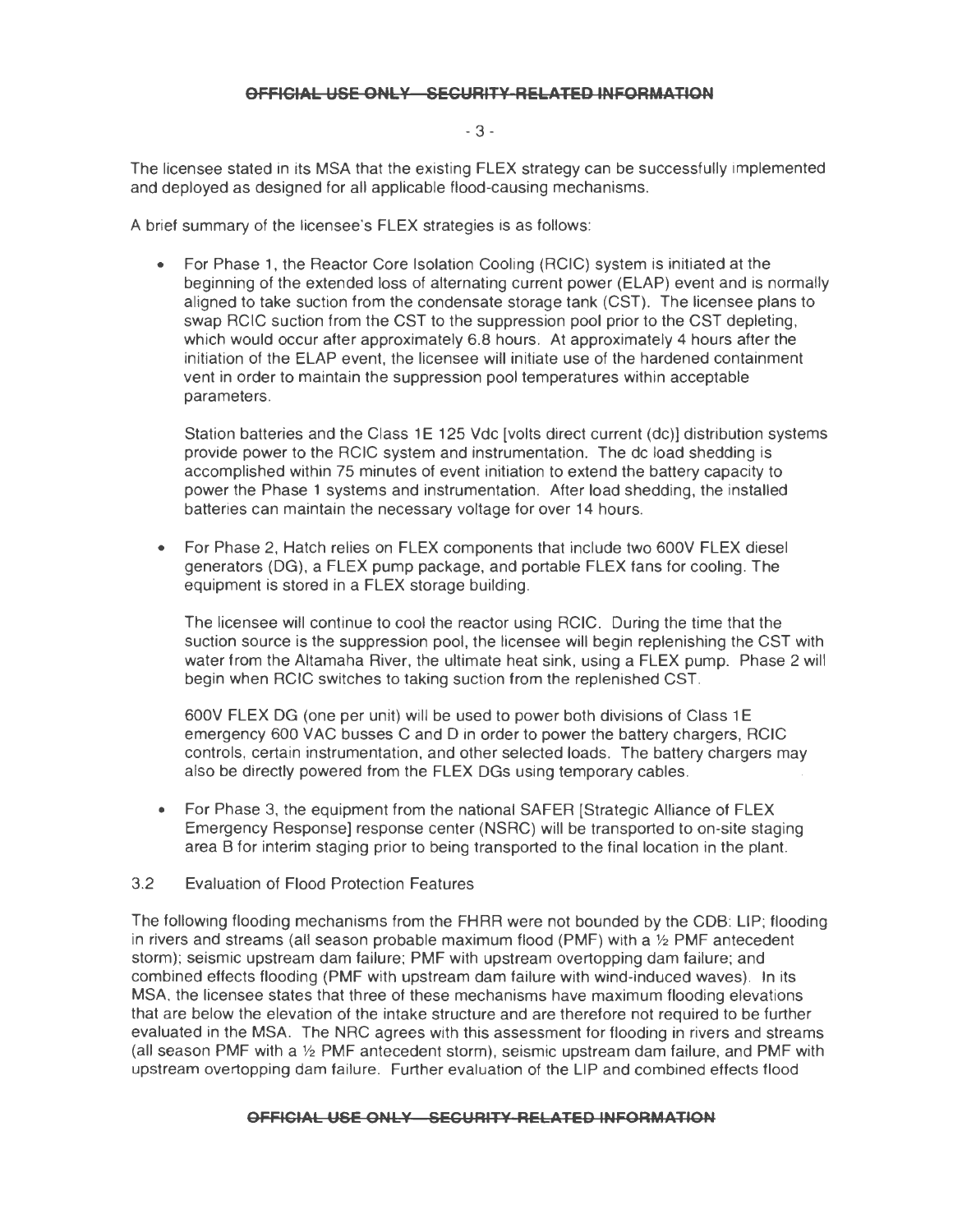The licensee stated in its MSA that the existing FLEX strategy can be successfully implemented and deployed as designed for all applicable flood-causing mechanisms.

A brief summary of the licensee's FLEX strategies is as follows:

- For Phase 1, the Reactor Core Isolation Cooling (RCIC) system is initiated at the beginning of the extended loss of alternating current power (ELAP) event and is normally aligned to take suction from the condensate storage tank (CST). The licensee plans to swap RCIC suction from the CST to the suppression pool prior to the CST depleting, which would occur after approximately 6.8 hours. At approximately 4 hours after the initiation of the ELAP event, the licensee will initiate use of the hardened containment vent in order to maintain the suppression pool temperatures within acceptable parameters.

  Station batteries and the Class 1E 125 Vdc [volts direct current (dc)] distribution systems provide power to the RCIC system and instrumentation. The dc load shedding is accomplished within 75 minutes of event initiation to extend the battery capacity to power the Phase 1 systems and instrumentation. After load shedding, the installed batteries can maintain the necessary voltage for over 14 hours.

- For Phase 2, Hatch relies on FLEX components that include two 600V FLEX diesel generators (DG), a FLEX pump package, and portable FLEX fans for cooling. The equipment is stored in a FLEX storage building.

  The licensee will continue to cool the reactor using RCIC. During the time that the suction source is the suppression pool, the licensee will begin replenishing the CST with water from the Altamaha River, the ultimate heat sink, using a FLEX pump. Phase 2 will begin when RCIC switches to taking suction from the replenished CST.

  600V FLEX DG (one per unit) will be used to power both divisions of Class 1E emergency 600 VAC busses C and D in order to power the battery chargers, RCIC controls, certain instrumentation, and other selected loads. The battery chargers may also be directly powered from the FLEX DGs using temporary cables.

- For Phase 3, the equipment from the national SAFER [Strategic Alliance of FLEX Emergency Response] response center (NSRC) will be transported to on-site staging area B for interim staging prior to being transported to the final location in the plant.

## 3.2 Evaluation of Flood Protection Features

The following flooding mechanisms from the FHRR were not bounded by the CDB: LIP; flooding in rivers and streams (all season probable maximum flood (PMF) with a ½ PMF antecedent storm); seismic upstream dam failure; PMF with upstream overtopping dam failure; and combined effects flooding (PMF with upstream dam failure with wind-induced waves). In its MSA, the licensee states that three of these mechanisms have maximum flooding elevations that are below the elevation of the intake structure and are therefore not required to be further evaluated in the MSA. The NRC agrees with this assessment for flooding in rivers and streams (all season PMF with a ½ PMF antecedent storm), seismic upstream dam failure, and PMF with upstream overtopping dam failure. Further evaluation of the LIP and combined effects flood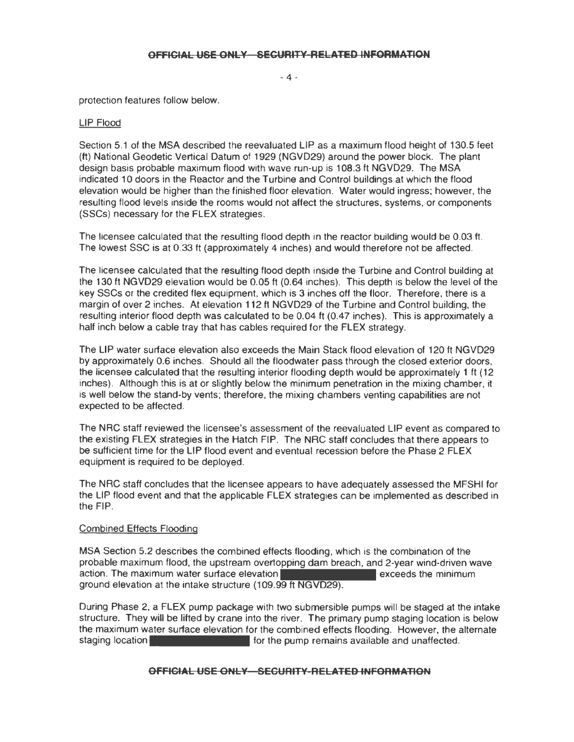protection features follow below.

## LIP Flood

Section 5.1 of the MSA described the reevaluated LIP as a maximum flood height of 130.5 feet (ft) National Geodetic Vertical Datum of 1929 (NGVD29) around the power block. The plant design basis probable maximum flood with wave run-up is 108.3 ft NGVD29. The MSA indicated 10 doors in the Reactor and the Turbine and Control buildings at which the flood elevation would be higher than the finished floor elevation. Water would ingress; however, the resulting flood levels inside the rooms would not affect the structures, systems, or components (SSCs) necessary for the FLEX strategies.

The licensee calculated that the resulting flood depth in the reactor building would be 0.03 ft. The lowest SSC is at 0.33 ft (approximately 4 inches) and would therefore not be affected.

The licensee calculated that the resulting flood depth inside the Turbine and Control building at the 130 ft NGVD29 elevation would be 0.05 ft (0.64 inches). This depth is below the level of the key SSCs or the credited flex equipment, which is 3 inches off the floor. Therefore, there is a margin of over 2 inches. At elevation 112 ft NGVD29 of the Turbine and Control building, the resulting interior flood depth was calculated to be 0.04 ft (0.47 inches). This is approximately a half inch below a cable tray that has cables required for the FLEX strategy.

The LIP water surface elevation also exceeds the Main Stack flood elevation of 120 ft NGVD29 by approximately 0.6 inches. Should all the floodwater pass through the closed exterior doors, the licensee calculated that the resulting interior flooding depth would be approximately 1 ft (12 inches). Although this is at or slightly below the minimum penetration in the mixing chamber, it is well below the stand-by vents; therefore, the mixing chambers venting capabilities are not expected to be affected.

The NRC staff reviewed the licensee's assessment of the reevaluated LIP event as compared to the existing FLEX strategies in the Hatch FIP. The NRC staff concludes that there appears to be sufficient time for the LIP flood event and eventual recession before the Phase 2 FLEX equipment is required to be deployed.

The NRC staff concludes that the licensee appears to have adequately assessed the MFSHI for the LIP flood event and that the applicable FLEX strategies can be implemented as described in the FIP.

## Combined Effects Flooding

MSA Section 5.2 describes the combined effects flooding, which is the combination of the probable maximum flood, the upstream overtopping dam breach, and 2-year wind-driven wave action. The maximum water surface elevation [REDACTED] exceeds the minimum ground elevation at the intake structure (109.99 ft NGVD29).

During Phase 2, a FLEX pump package with two submersible pumps will be staged at the intake structure. They will be lifted by crane into the river. The primary pump staging location is below the maximum water surface elevation for the combined effects flooding. However, the alternate staging location [REDACTED] for the pump remains available and unaffected.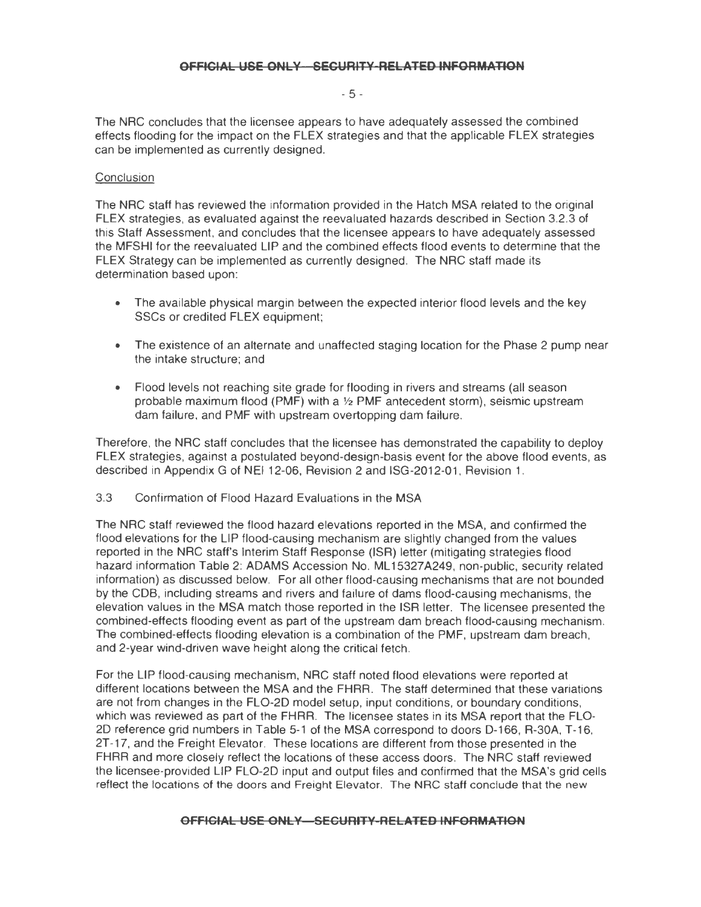The NRC concludes that the licensee appears to have adequately assessed the combined effects flooding for the impact on the FLEX strategies and that the applicable FLEX strategies can be implemented as currently designed.

Conclusion

The NRC staff has reviewed the information provided in the Hatch MSA related to the original FLEX strategies, as evaluated against the reevaluated hazards described in Section 3.2.3 of this Staff Assessment, and concludes that the licensee appears to have adequately assessed the MFSHI for the reevaluated LIP and the combined effects flood events to determine that the FLEX Strategy can be implemented as currently designed. The NRC staff made its determination based upon:

- The available physical margin between the expected interior flood levels and the key SSCs or credited FLEX equipment;
- The existence of an alternate and unaffected staging location for the Phase 2 pump near the intake structure; and
- Flood levels not reaching site grade for flooding in rivers and streams (all season probable maximum flood (PMF) with a ½ PMF antecedent storm), seismic upstream dam failure, and PMF with upstream overtopping dam failure.

Therefore, the NRC staff concludes that the licensee has demonstrated the capability to deploy FLEX strategies, against a postulated beyond-design-basis event for the above flood events, as described in Appendix G of NEI 12-06, Revision 2 and ISG-2012-01, Revision 1.

## 3.3 Confirmation of Flood Hazard Evaluations in the MSA

The NRC staff reviewed the flood hazard elevations reported in the MSA, and confirmed the flood elevations for the LIP flood-causing mechanism are slightly changed from the values reported in the NRC staff's Interim Staff Response (ISR) letter (mitigating strategies flood hazard information Table 2: ADAMS Accession No. ML15327A249, non-public, security related information) as discussed below. For all other flood-causing mechanisms that are not bounded by the CDB, including streams and rivers and failure of dams flood-causing mechanisms, the elevation values in the MSA match those reported in the ISR letter. The licensee presented the combined-effects flooding event as part of the upstream dam breach flood-causing mechanism. The combined-effects flooding elevation is a combination of the PMF, upstream dam breach, and 2-year wind-driven wave height along the critical fetch.

For the LIP flood-causing mechanism, NRC staff noted flood elevations were reported at different locations between the MSA and the FHRR. The staff determined that these variations are not from changes in the FLO-2D model setup, input conditions, or boundary conditions, which was reviewed as part of the FHRR. The licensee states in its MSA report that the FLO-2D reference grid numbers in Table 5-1 of the MSA correspond to doors D-166, R-30A, T-16, 2T-17, and the Freight Elevator. These locations are different from those presented in the FHRR and more closely reflect the locations of these access doors. The NRC staff reviewed the licensee-provided LIP FLO-2D input and output files and confirmed that the MSA's grid cells reflect the locations of the doors and Freight Elevator. The NRC staff conclude that the new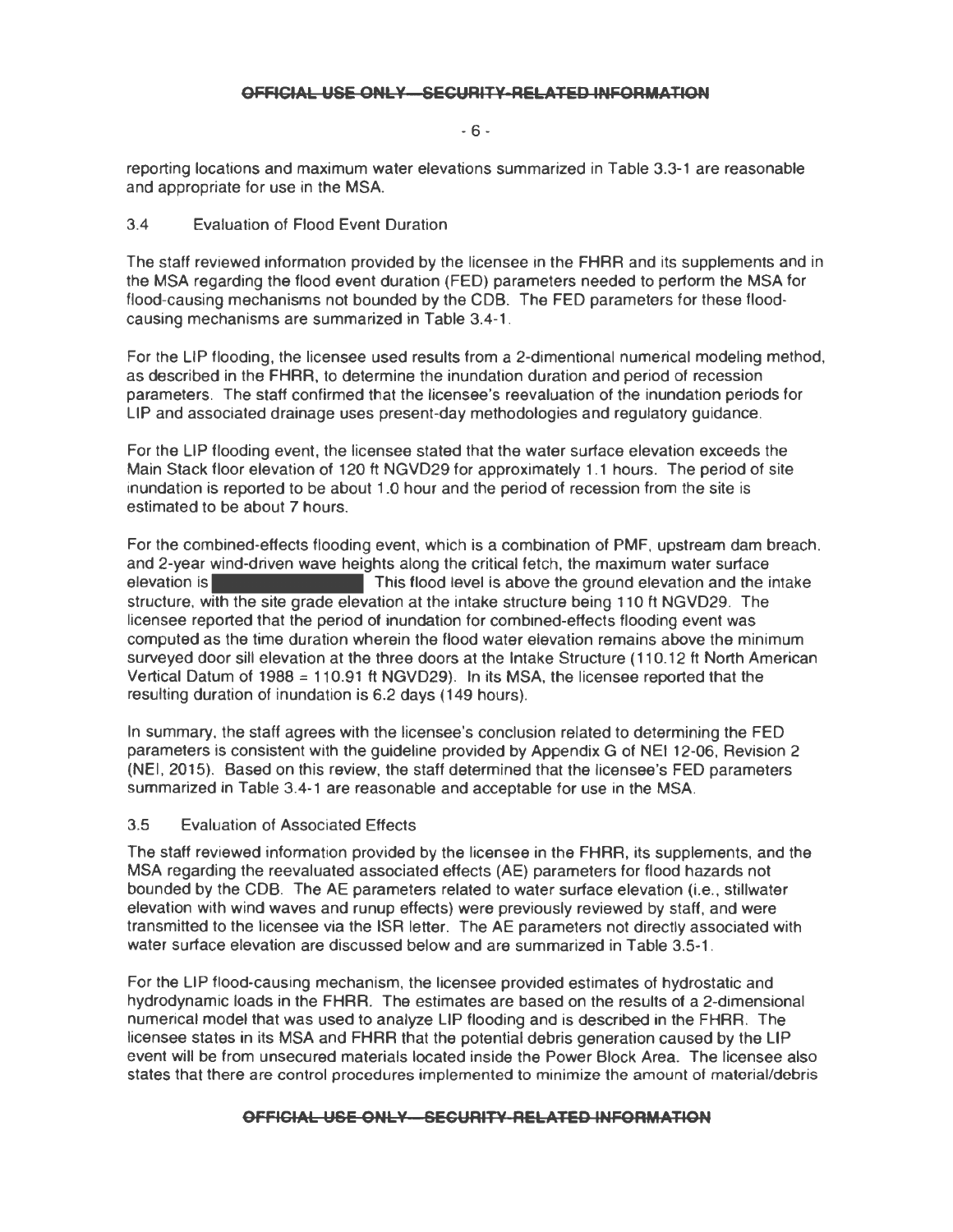reporting locations and maximum water elevations summarized in Table 3.3-1 are reasonable and appropriate for use in the MSA.

### 3.4 Evaluation of Flood Event Duration

The staff reviewed information provided by the licensee in the FHRR and its supplements and in the MSA regarding the flood event duration (FED) parameters needed to perform the MSA for flood-causing mechanisms not bounded by the CDB. The FED parameters for these flood-causing mechanisms are summarized in Table 3.4-1.

For the LIP flooding, the licensee used results from a 2-dimentional numerical modeling method, as described in the FHRR, to determine the inundation duration and period of recession parameters. The staff confirmed that the licensee's reevaluation of the inundation periods for LIP and associated drainage uses present-day methodologies and regulatory guidance.

For the LIP flooding event, the licensee stated that the water surface elevation exceeds the Main Stack floor elevation of 120 ft NGVD29 for approximately 1.1 hours. The period of site inundation is reported to be about 1.0 hour and the period of recession from the site is estimated to be about 7 hours.

For the combined-effects flooding event, which is a combination of PMF, upstream dam breach, and 2-year wind-driven wave heights along the critical fetch, the maximum water surface elevation is [redacted] This flood level is above the ground elevation and the intake structure, with the site grade elevation at the intake structure being 110 ft NGVD29. The licensee reported that the period of inundation for combined-effects flooding event was computed as the time duration wherein the flood water elevation remains above the minimum surveyed door sill elevation at the three doors at the Intake Structure (110.12 ft North American Vertical Datum of 1988 = 110.91 ft NGVD29). In its MSA, the licensee reported that the resulting duration of inundation is 6.2 days (149 hours).

In summary, the staff agrees with the licensee's conclusion related to determining the FED parameters is consistent with the guideline provided by Appendix G of NEI 12-06, Revision 2 (NEI, 2015). Based on this review, the staff determined that the licensee's FED parameters summarized in Table 3.4-1 are reasonable and acceptable for use in the MSA.

### 3.5 Evaluation of Associated Effects

The staff reviewed information provided by the licensee in the FHRR, its supplements, and the MSA regarding the reevaluated associated effects (AE) parameters for flood hazards not bounded by the CDB. The AE parameters related to water surface elevation (i.e., stillwater elevation with wind waves and runup effects) were previously reviewed by staff, and were transmitted to the licensee via the ISR letter. The AE parameters not directly associated with water surface elevation are discussed below and are summarized in Table 3.5-1.

For the LIP flood-causing mechanism, the licensee provided estimates of hydrostatic and hydrodynamic loads in the FHRR. The estimates are based on the results of a 2-dimensional numerical model that was used to analyze LIP flooding and is described in the FHRR. The licensee states in its MSA and FHRR that the potential debris generation caused by the LIP event will be from unsecured materials located inside the Power Block Area. The licensee also states that there are control procedures implemented to minimize the amount of material/debris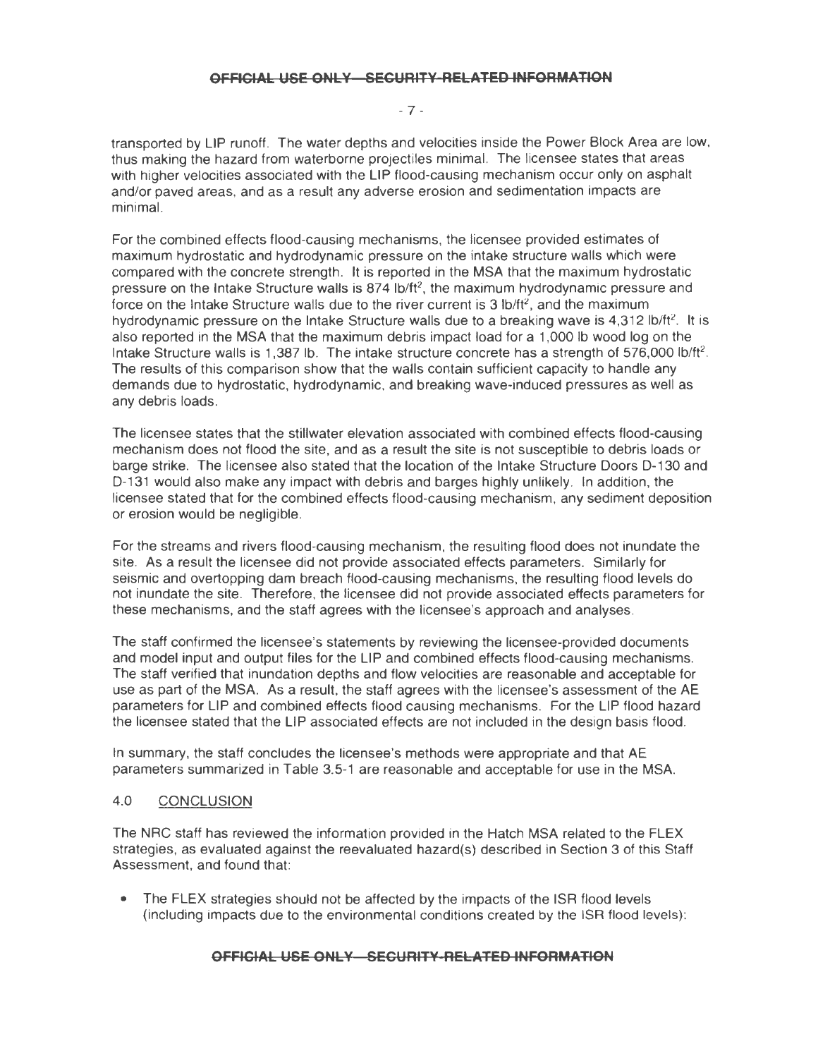transported by LIP runoff. The water depths and velocities inside the Power Block Area are low, thus making the hazard from waterborne projectiles minimal. The licensee states that areas with higher velocities associated with the LIP flood-causing mechanism occur only on asphalt and/or paved areas, and as a result any adverse erosion and sedimentation impacts are minimal.

For the combined effects flood-causing mechanisms, the licensee provided estimates of maximum hydrostatic and hydrodynamic pressure on the intake structure walls which were compared with the concrete strength. It is reported in the MSA that the maximum hydrostatic pressure on the Intake Structure walls is 874 $lb/ft^2$, the maximum hydrodynamic pressure and force on the Intake Structure walls due to the river current is 3 $lb/ft^2$, and the maximum hydrodynamic pressure on the Intake Structure walls due to a breaking wave is 4,312 $lb/ft^2$. It is also reported in the MSA that the maximum debris impact load for a 1,000 lb wood log on the Intake Structure walls is 1,387 lb. The intake structure concrete has a strength of 576,000 $lb/ft^2$. The results of this comparison show that the walls contain sufficient capacity to handle any demands due to hydrostatic, hydrodynamic, and breaking wave-induced pressures as well as any debris loads.

The licensee states that the stillwater elevation associated with combined effects flood-causing mechanism does not flood the site, and as a result the site is not susceptible to debris loads or barge strike. The licensee also stated that the location of the Intake Structure Doors D-130 and D-131 would also make any impact with debris and barges highly unlikely. In addition, the licensee stated that for the combined effects flood-causing mechanism, any sediment deposition or erosion would be negligible.

For the streams and rivers flood-causing mechanism, the resulting flood does not inundate the site. As a result the licensee did not provide associated effects parameters. Similarly for seismic and overtopping dam breach flood-causing mechanisms, the resulting flood levels do not inundate the site. Therefore, the licensee did not provide associated effects parameters for these mechanisms, and the staff agrees with the licensee's approach and analyses.

The staff confirmed the licensee's statements by reviewing the licensee-provided documents and model input and output files for the LIP and combined effects flood-causing mechanisms. The staff verified that inundation depths and flow velocities are reasonable and acceptable for use as part of the MSA. As a result, the staff agrees with the licensee's assessment of the AE parameters for LIP and combined effects flood causing mechanisms. For the LIP flood hazard the licensee stated that the LIP associated effects are not included in the design basis flood.

In summary, the staff concludes the licensee's methods were appropriate and that AE parameters summarized in Table 3.5-1 are reasonable and acceptable for use in the MSA.

## 4.0 CONCLUSION

The NRC staff has reviewed the information provided in the Hatch MSA related to the FLEX strategies, as evaluated against the reevaluated hazard(s) described in Section 3 of this Staff Assessment, and found that:

- The FLEX strategies should not be affected by the impacts of the ISR flood levels (including impacts due to the environmental conditions created by the ISR flood levels):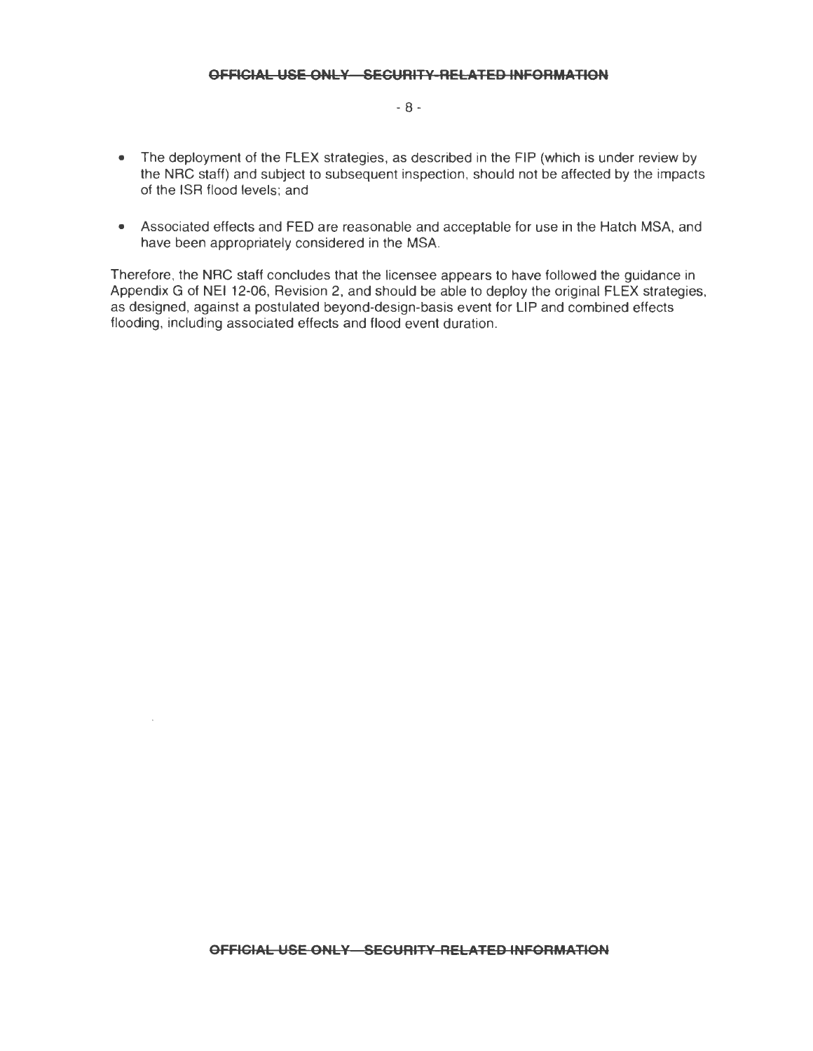- The deployment of the FLEX strategies, as described in the FIP (which is under review by the NRC staff) and subject to subsequent inspection, should not be affected by the impacts of the ISR flood levels; and
- Associated effects and FED are reasonable and acceptable for use in the Hatch MSA, and have been appropriately considered in the MSA.

Therefore, the NRC staff concludes that the licensee appears to have followed the guidance in Appendix G of NEI 12-06, Revision 2, and should be able to deploy the original FLEX strategies, as designed, against a postulated beyond-design-basis event for LIP and combined effects flooding, including associated effects and flood event duration.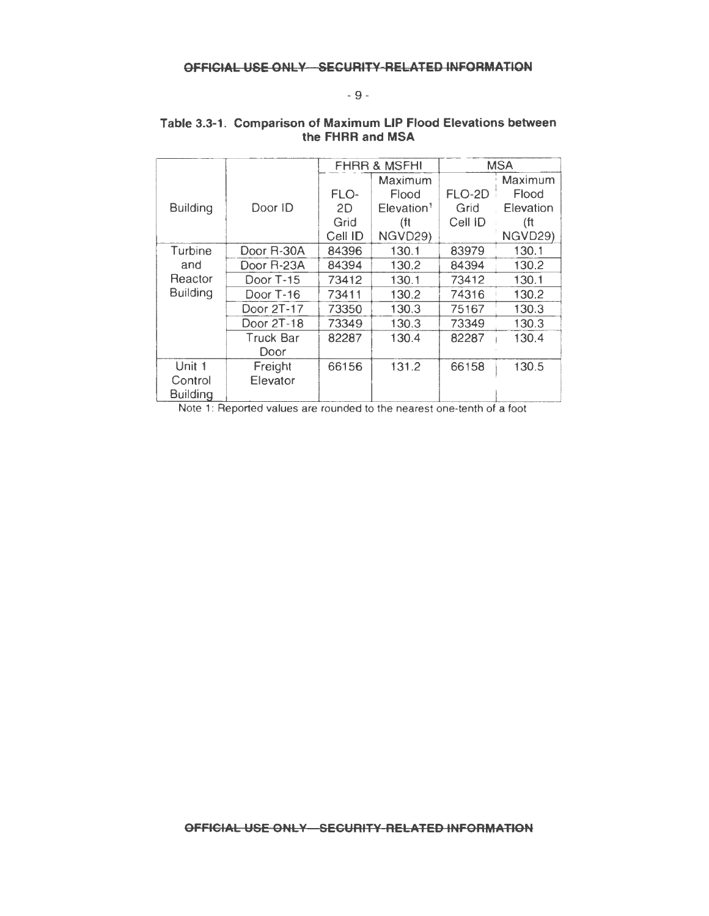**Table 3.3-1. Comparison of Maximum LIP Flood Elevations between the FHRR and MSA**

| Building | Door ID | FHRR & MSFHI | | MSA | |
|---|---|---|---|---|---|
| | | FLO-2D Grid Cell ID | Maximum Flood Elevation[1] (ft NGVD29) | FLO-2D Grid Cell ID | Maximum Flood Elevation (ft NGVD29) |
| Turbine and Reactor Building | Door R-30A | 84396 | 130.1 | 83979 | 130.1 |
| | Door R-23A | 84394 | 130.2 | 84394 | 130.2 |
| | Door T-15 | 73412 | 130.1 | 73412 | 130.1 |
| | Door T-16 | 73411 | 130.2 | 74316 | 130.2 |
| | Door 2T-17 | 73350 | 130.3 | 75167 | 130.3 |
| | Door 2T-18 | 73349 | 130.3 | 73349 | 130.3 |
| | Truck Bar Door | 82287 | 130.4 | 82287 | 130.4 |
| Unit 1 Control Building | Freight Elevator | 66156 | 131.2 | 66158 | 130.5 |

Note 1: Reported values are rounded to the nearest one-tenth of a foot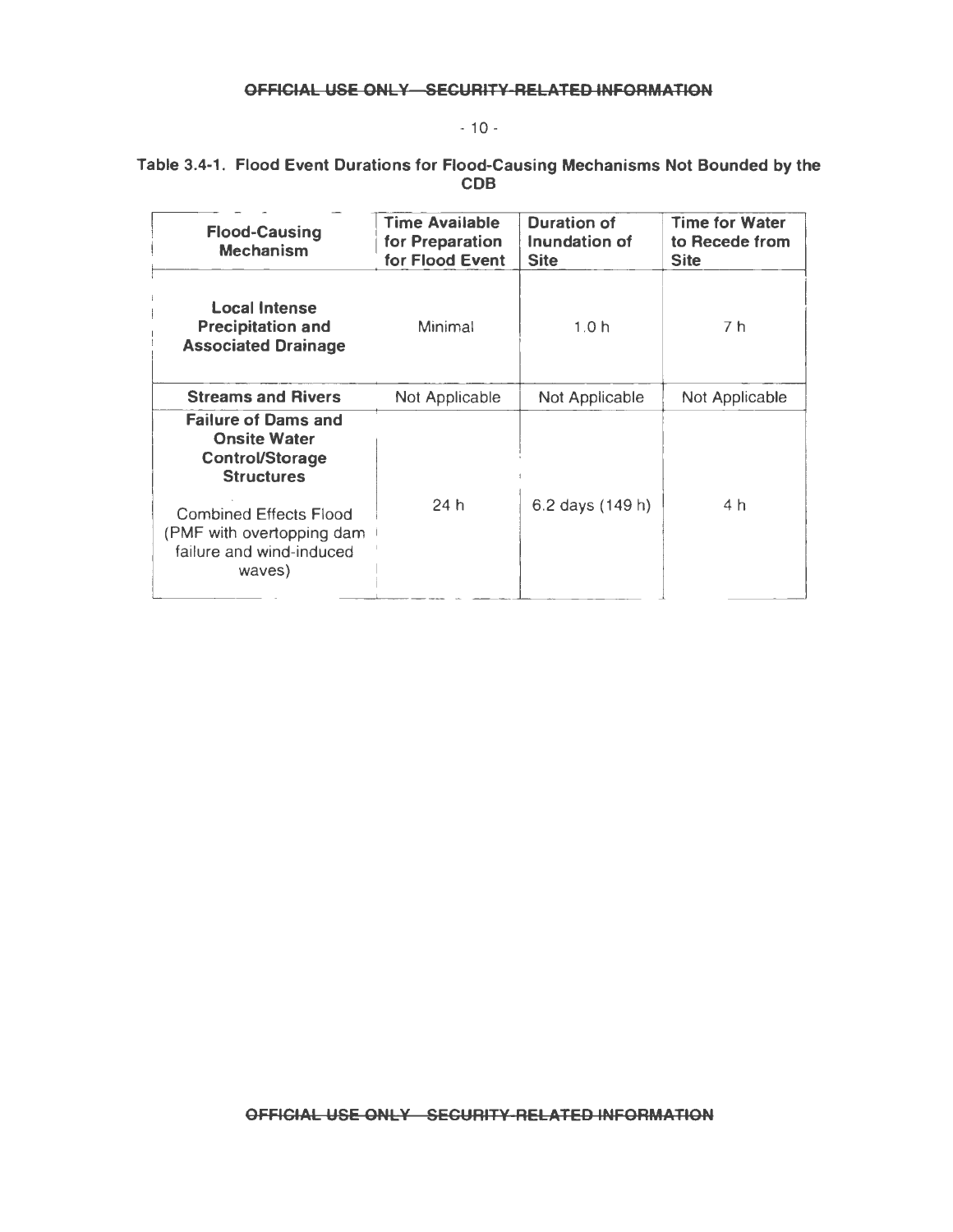**Table 3.4-1. Flood Event Durations for Flood-Causing Mechanisms Not Bounded by the CDB**

| Flood-Causing Mechanism | Time Available for Preparation for Flood Event | Duration of Inundation of Site | Time for Water to Recede from Site |
|---|---|---|---|
| **Local Intense Precipitation and Associated Drainage** | Minimal | 1.0 h | 7 h |
| **Streams and Rivers** | Not Applicable | Not Applicable | Not Applicable |
| **Failure of Dams and Onsite Water Control/Storage Structures**<br><br>Combined Effects Flood (PMF with overtopping dam failure and wind-induced waves) | 24 h | 6.2 days (149 h) | 4 h |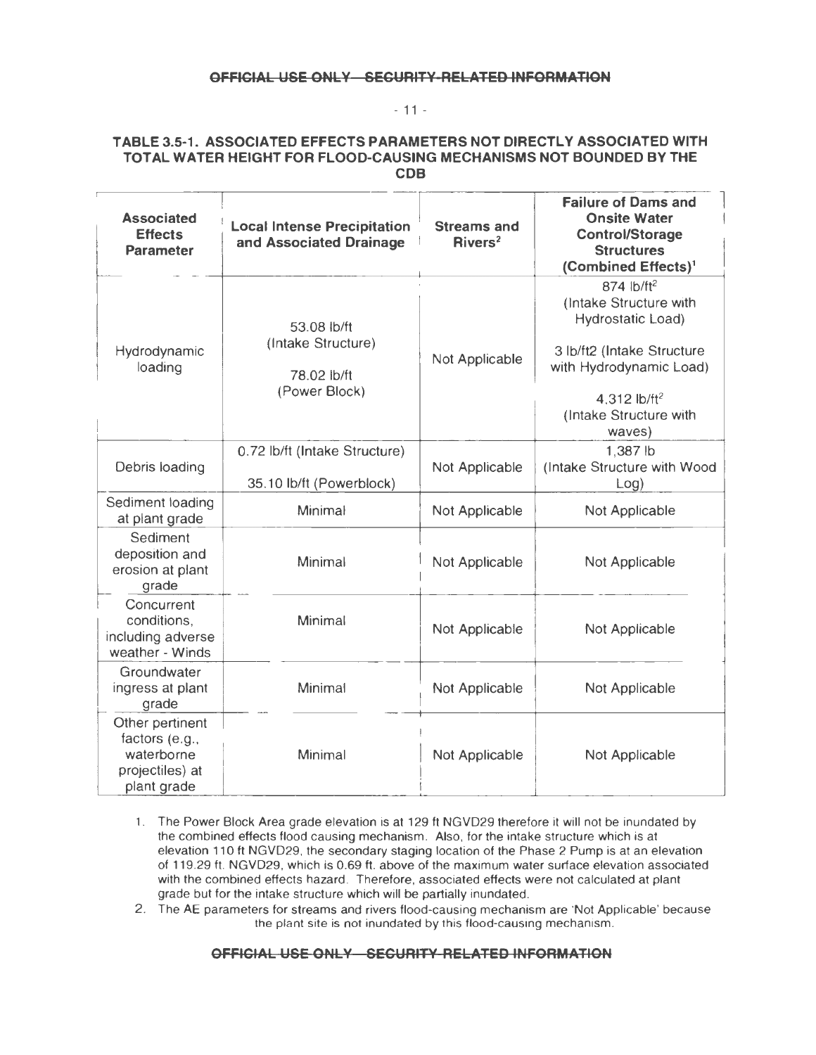OFFICIAL USE ONLY – SECURITY-RELATED INFORMATION

### TABLE 3.5-1. ASSOCIATED EFFECTS PARAMETERS NOT DIRECTLY ASSOCIATED WITH TOTAL WATER HEIGHT FOR FLOOD-CAUSING MECHANISMS NOT BOUNDED BY THE CDB

| Associated Effects Parameter | Local Intense Precipitation and Associated Drainage | Streams and Rivers[2] | Failure of Dams and Onsite Water Control/Storage Structures (Combined Effects)[1] |
|---|---|---|---|
| Hydrodynamic loading | 53.08 lb/ft (Intake Structure) 78.02 lb/ft (Power Block) | Not Applicable | 874 lb/ft[2] (Intake Structure with Hydrostatic Load) 3 lb/ft2 (Intake Structure with Hydrodynamic Load) 4,312 lb/ft[2] (Intake Structure with waves) |
| Debris loading | 0.72 lb/ft (Intake Structure) 35.10 lb/ft (Powerblock) | Not Applicable | 1,387 lb (Intake Structure with Wood Log) |
| Sediment loading at plant grade | Minimal | Not Applicable | Not Applicable |
| Sediment deposition and erosion at plant grade | Minimal | Not Applicable | Not Applicable |
| Concurrent conditions, including adverse weather - Winds | Minimal | Not Applicable | Not Applicable |
| Groundwater ingress at plant grade | Minimal | Not Applicable | Not Applicable |
| Other pertinent factors (e.g., waterborne projectiles) at plant grade | Minimal | Not Applicable | Not Applicable |

1. The Power Block Area grade elevation is at 129 ft NGVD29 therefore it will not be inundated by the combined effects flood causing mechanism. Also, for the intake structure which is at elevation 110 ft NGVD29, the secondary staging location of the Phase 2 Pump is at an elevation of 119.29 ft. NGVD29, which is 0.69 ft. above of the maximum water surface elevation associated with the combined effects hazard. Therefore, associated effects were not calculated at plant grade but for the intake structure which will be partially inundated.
2. The AE parameters for streams and rivers flood-causing mechanism are 'Not Applicable' because the plant site is not inundated by this flood-causing mechanism.

OFFICIAL USE ONLY – SECURITY-RELATED INFORMATION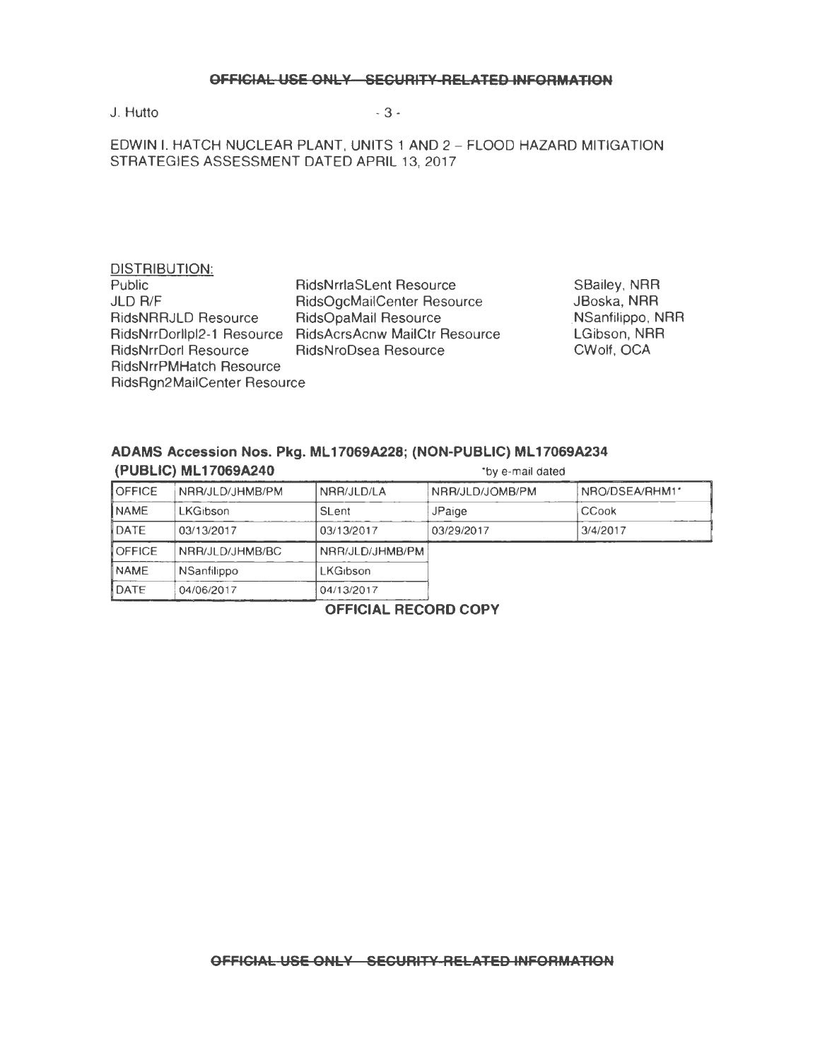EDWIN I. HATCH NUCLEAR PLANT, UNITS 1 AND 2 – FLOOD HAZARD MITIGATION STRATEGIES ASSESSMENT DATED APRIL 13, 2017

DISTRIBUTION:

Public
JLD R/F
RidsNRRJLD Resource
RidsNrrDorllpl2-1 Resource
RidsNrrDorl Resource
RidsNrrPMHatch Resource
RidsRgn2MailCenter Resource
RidsNrrlaSLent Resource
RidsOgcMailCenter Resource
RidsOpaMail Resource
RidsAcrsAcnw MailCtr Resource
RidsNroDsea Resource
SBailey, NRR
JBoska, NRR
NSanfilippo, NRR
LGibson, NRR
CWolf, OCA

**ADAMS Accession Nos. Pkg. ML17069A228; (NON-PUBLIC) ML17069A234 (PUBLIC) ML17069A240**

*by e-mail dated

| OFFICE | NRR/JLD/JHMB/PM | NRR/JLD/LA | NRR/JLD/JOMB/PM | NRO/DSEA/RHM1* |
|---|---|---|---|---|
| NAME | LKGibson | SLent | JPaige | CCook |
| DATE | 03/13/2017 | 03/13/2017 | 03/29/2017 | 3/4/2017 |
| OFFICE | NRR/JLD/JHMB/BC | NRR/JLD/JHMB/PM | | |
| NAME | NSanfilippo | LKGibson | | |
| DATE | 04/06/2017 | 04/13/2017 | | |

**OFFICIAL RECORD COPY**